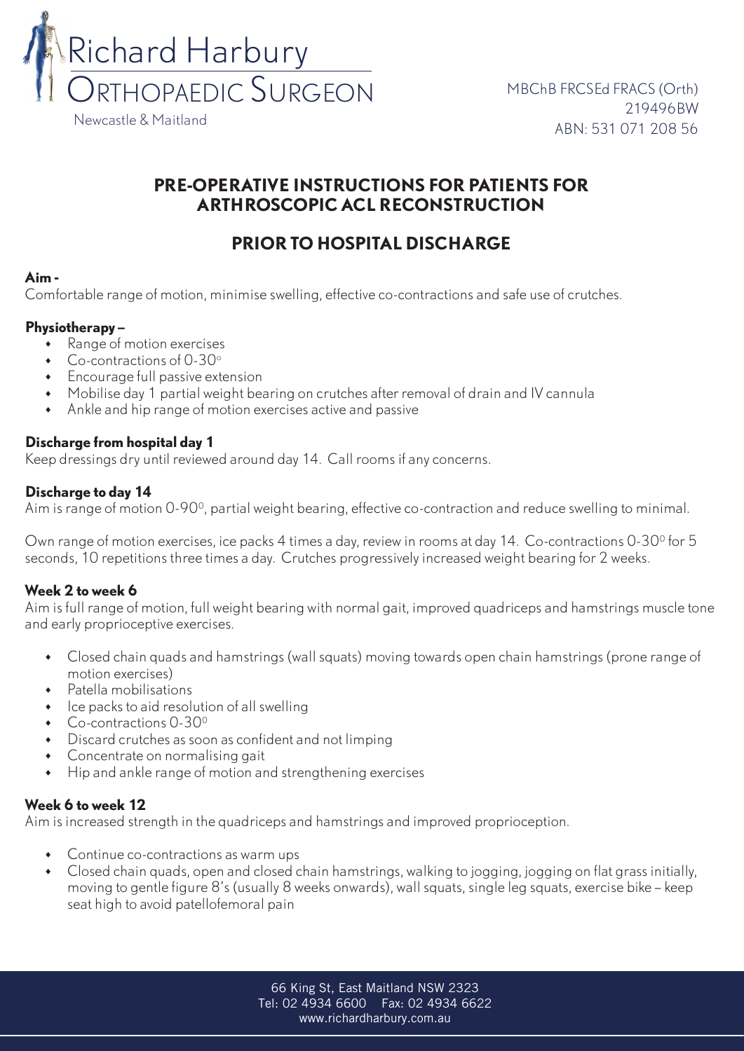Richard Harbury
Orthopaedic Surgeon
Newcastle & Maitland

MBChB FRCSEd FRACS (Orth)
219496BW
ABN: 531 071 208 56

# PRE-OPERATIVE INSTRUCTIONS FOR PATIENTS FOR ARTHROSCOPIC ACL RECONSTRUCTION

## PRIOR TO HOSPITAL DISCHARGE

**Aim -**
Comfortable range of motion, minimise swelling, effective co-contractions and safe use of crutches.

**Physiotherapy –**

- Range of motion exercises
- Co-contractions of 0-30°
- Encourage full passive extension
- Mobilise day 1 partial weight bearing on crutches after removal of drain and IV cannula
- Ankle and hip range of motion exercises active and passive

**Discharge from hospital day 1**
Keep dressings dry until reviewed around day 14. Call rooms if any concerns.

**Discharge to day 14**
Aim is range of motion 0-90°, partial weight bearing, effective co-contraction and reduce swelling to minimal.

Own range of motion exercises, ice packs 4 times a day, review in rooms at day 14. Co-contractions 0-30° for 5 seconds, 10 repetitions three times a day. Crutches progressively increased weight bearing for 2 weeks.

**Week 2 to week 6**
Aim is full range of motion, full weight bearing with normal gait, improved quadriceps and hamstrings muscle tone and early proprioceptive exercises.

- Closed chain quads and hamstrings (wall squats) moving towards open chain hamstrings (prone range of motion exercises)
- Patella mobilisations
- Ice packs to aid resolution of all swelling
- Co-contractions 0-30°
- Discard crutches as soon as confident and not limping
- Concentrate on normalising gait
- Hip and ankle range of motion and strengthening exercises

**Week 6 to week 12**
Aim is increased strength in the quadriceps and hamstrings and improved proprioception.

- Continue co-contractions as warm ups
- Closed chain quads, open and closed chain hamstrings, walking to jogging, jogging on flat grass initially, moving to gentle figure 8's (usually 8 weeks onwards), wall squats, single leg squats, exercise bike – keep seat high to avoid patellofemoral pain

66 King St, East Maitland NSW 2323
Tel: 02 4934 6600 Fax: 02 4934 6622
www.richardharbury.com.au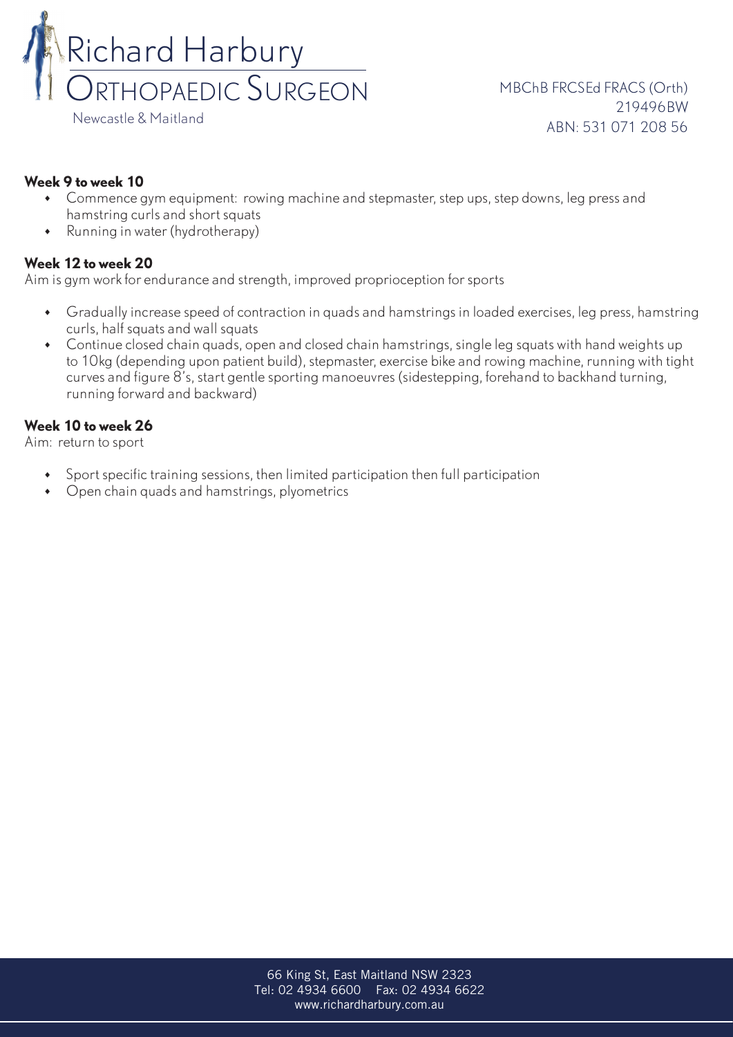**Week 9 to week 10**

- Commence gym equipment: rowing machine and stepmaster, step ups, step downs, leg press and hamstring curls and short squats
- Running in water (hydrotherapy)

**Week 12 to week 20**

Aim is gym work for endurance and strength, improved proprioception for sports

- Gradually increase speed of contraction in quads and hamstrings in loaded exercises, leg press, hamstring curls, half squats and wall squats
- Continue closed chain quads, open and closed chain hamstrings, single leg squats with hand weights up to 10kg (depending upon patient build), stepmaster, exercise bike and rowing machine, running with tight curves and figure 8's, start gentle sporting manoeuvres (sidestepping, forehand to backhand turning, running forward and backward)

**Week 10 to week 26**

Aim: return to sport

- Sport specific training sessions, then limited participation then full participation
- Open chain quads and hamstrings, plyometrics